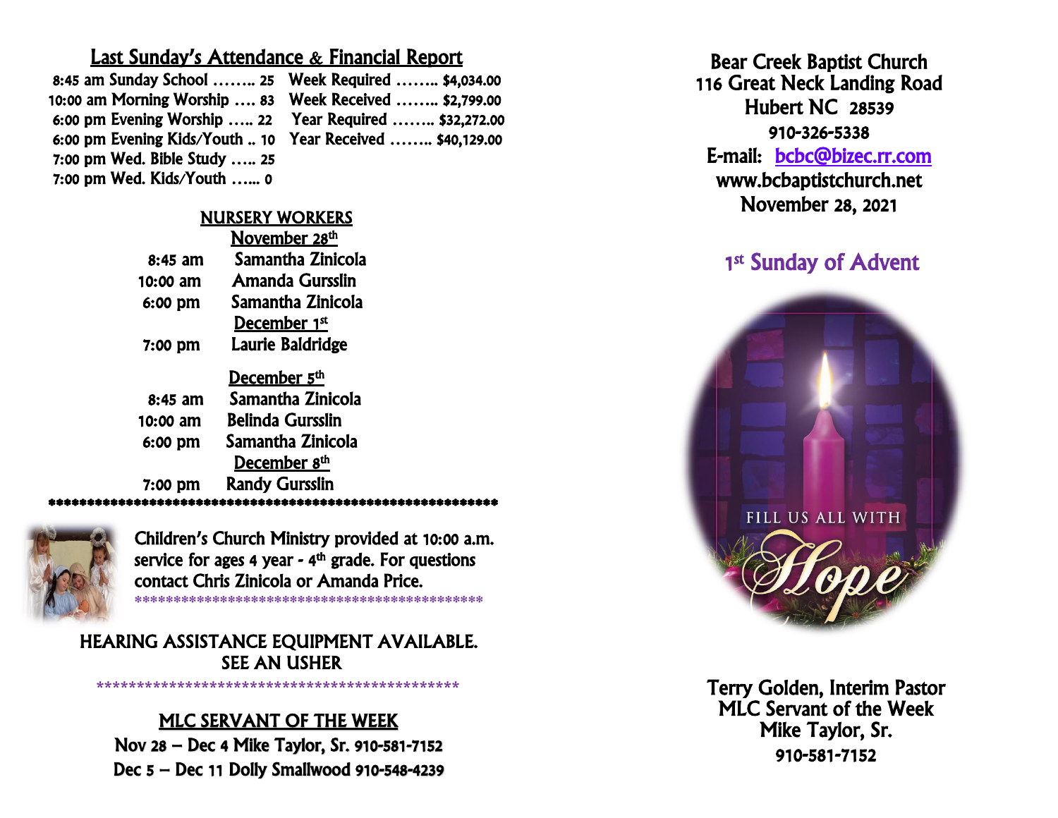## Last Sunday's Attendance & Financial Report

| Attendance | | Financial | |
|---|---|---|---|
| 8:45 am Sunday School | 25 | Week Required | $4,034.00 |
| 10:00 am Morning Worship | 83 | Week Received | $2,799.00 |
| 6:00 pm Evening Worship | 22 | Year Required | $32,272.00 |
| 6:00 pm Evening Kids/Youth | 10 | Year Received | $40,129.00 |
| 7:00 pm Wed. Bible Study | 25 | | |
| 7:00 pm Wed. Kids/Youth | 0 | | |

### NURSERY WORKERS

**November 28th**

| Time | Worker |
|---|---|
| 8:45 am | Samantha Zinicola |
| 10:00 am | Amanda Gursslin |
| 6:00 pm | Samantha Zinicola |

**December 1st**

| Time | Worker |
|---|---|
| 7:00 pm | Laurie Baldridge |

**December 5th**

| Time | Worker |
|---|---|
| 8:45 am | Samantha Zinicola |
| 10:00 am | Belinda Gursslin |
| 6:00 pm | Samantha Zinicola |

**December 8th**

| Time | Worker |
|---|---|
| 7:00 pm | Randy Gursslin |

***************************************************************

Children's Church Ministry provided at 10:00 a.m. service for ages 4 year - 4th grade. For questions contact Chris Zinicola or Amanda Price.

***********************************************

HEARING ASSISTANCE EQUIPMENT AVAILABLE. SEE AN USHER

***********************************************

### MLC SERVANT OF THE WEEK

Nov 28 – Dec 4 Mike Taylor, Sr. 910-581-7152

Dec 5 – Dec 11 Dolly Smallwood 910-548-4239

# Bear Creek Baptist Church

116 Great Neck Landing Road
Hubert NC 28539
910-326-5338
E-mail: bcbc@bizec.rr.com
www.bcbaptistchurch.net
November 28, 2021

## 1st Sunday of Advent

FILL US ALL WITH Hope

Terry Golden, Interim Pastor
MLC Servant of the Week
Mike Taylor, Sr.
910-581-7152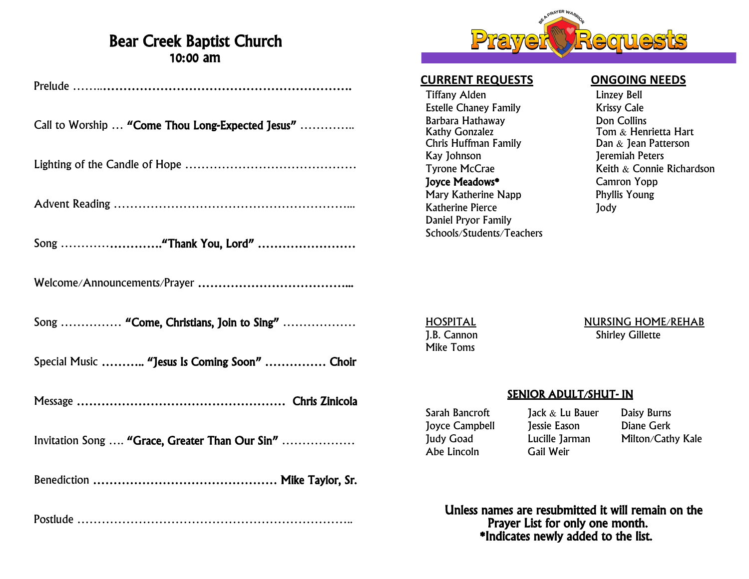# Bear Creek Baptist Church

## 10:00 am

Prelude ……..………………………………………………………….

Call to Worship … **"Come Thou Long-Expected Jesus"** …………..

Lighting of the Candle of Hope ……………………………………

Advent Reading …………………………………………………...

Song ……………………**"Thank You, Lord"** ……………………

Welcome/Announcements/Prayer ………………………………...

Song …………… **"Come, Christians, Join to Sing"** ………………

Special Music ……….. **"Jesus Is Coming Soon"** …………… **Choir**

Message ……………………………………………. **Chris Zinicola**

Invitation Song …. **"Grace, Greater Than Our Sin"** ………………

Benediction ……………………………………… **Mike Taylor, Sr.**

Postlude …………………………………………………………..

# Prayer Requests

## CURRENT REQUESTS

- Tiffany Alden
- Estelle Chaney Family
- Barbara Hathaway
- Kathy Gonzalez
- Chris Huffman Family
- Kay Johnson
- Tyrone McCrae
- **Joyce Meadows***
- Mary Katherine Napp
- Katherine Pierce
- Daniel Pryor Family
- Schools/Students/Teachers

## ONGOING NEEDS

- Linzey Bell
- Krissy Cale
- Don Collins
- Tom & Henrietta Hart
- Dan & Jean Patterson
- Jeremiah Peters
- Keith & Connie Richardson
- Camron Yopp
- Phyllis Young
- Jody

## HOSPITAL

- J.B. Cannon
- Mike Toms

## NURSING HOME/REHAB

- Shirley Gillette

## SENIOR ADULT/SHUT- IN

- Sarah Bancroft
- Joyce Campbell
- Judy Goad
- Abe Lincoln
- Jack & Lu Bauer
- Jessie Eason
- Lucille Jarman
- Gail Weir
- Daisy Burns
- Diane Gerk
- Milton/Cathy Kale

**Unless names are resubmitted it will remain on the Prayer List for only one month.**
**\*Indicates newly added to the list.**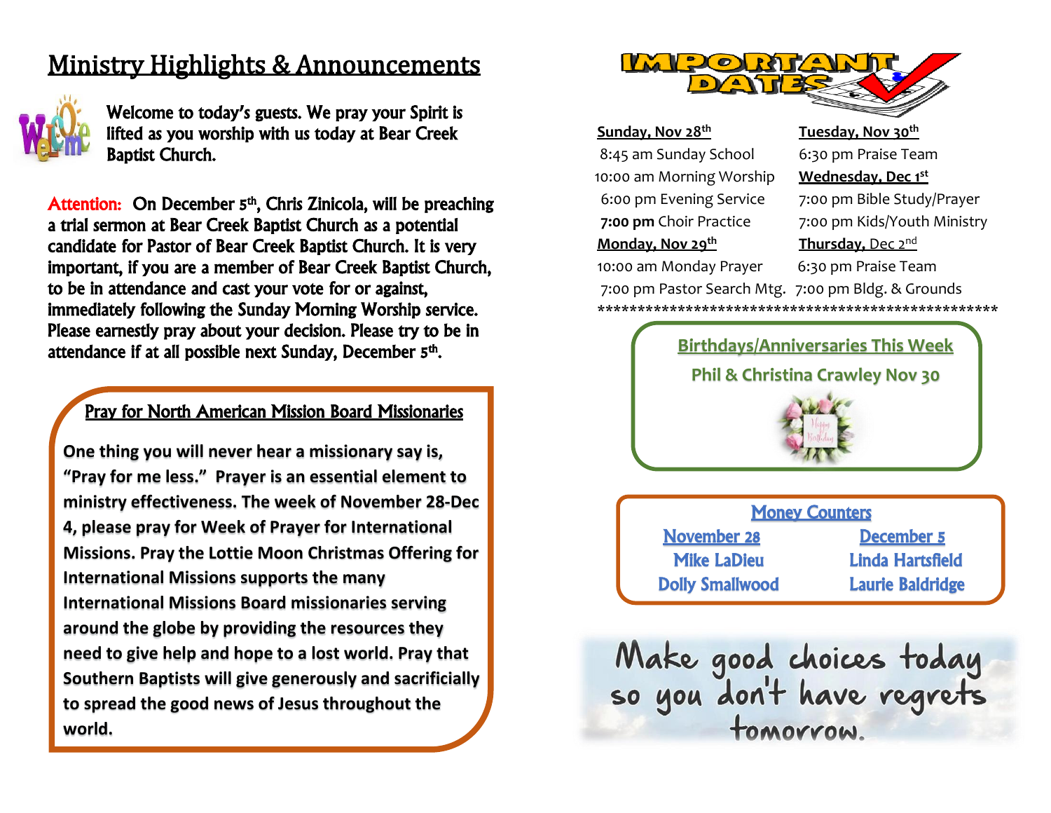# Ministry Highlights & Announcements

Welcome to today's guests. We pray your Spirit is lifted as you worship with us today at Bear Creek Baptist Church.

**Attention:** On December 5th, Chris Zinicola, will be preaching a trial sermon at Bear Creek Baptist Church as a potential candidate for Pastor of Bear Creek Baptist Church. It is very important, if you are a member of Bear Creek Baptist Church, to be in attendance and cast your vote for or against, immediately following the Sunday Morning Worship service. Please earnestly pray about your decision. Please try to be in attendance if at all possible next Sunday, December 5th.

## Pray for North American Mission Board Missionaries

**One thing you will never hear a missionary say is, "Pray for me less." Prayer is an essential element to ministry effectiveness. The week of November 28-Dec 4, please pray for Week of Prayer for International Missions. Pray the Lottie Moon Christmas Offering for International Missions supports the many International Missions Board missionaries serving around the globe by providing the resources they need to give help and hope to a lost world. Pray that Southern Baptists will give generously and sacrificially to spread the good news of Jesus throughout the world.**

## IMPORTANT DATES

**Sunday, Nov 28th**
8:45 am Sunday School
10:00 am Morning Worship
6:00 pm Evening Service
**7:00 pm** Choir Practice

**Monday, Nov 29th**
10:00 am Monday Prayer
7:00 pm Pastor Search Mtg.

**Tuesday, Nov 30th**
6:30 pm Praise Team

**Wednesday, Dec 1st**
7:00 pm Bible Study/Prayer
7:00 pm Kids/Youth Ministry

**Thursday, Dec 2nd**
6:30 pm Praise Team
7:00 pm Bldg. & Grounds

**************************************************

## Birthdays/Anniversaries This Week

Phil & Christina Crawley Nov 30

## Money Counters

| November 28 | December 5 |
|---|---|
| Mike LaDieu | Linda Hartsfield |
| Dolly Smallwood | Laurie Baldridge |

Make good choices today so you don't have regrets tomorrow.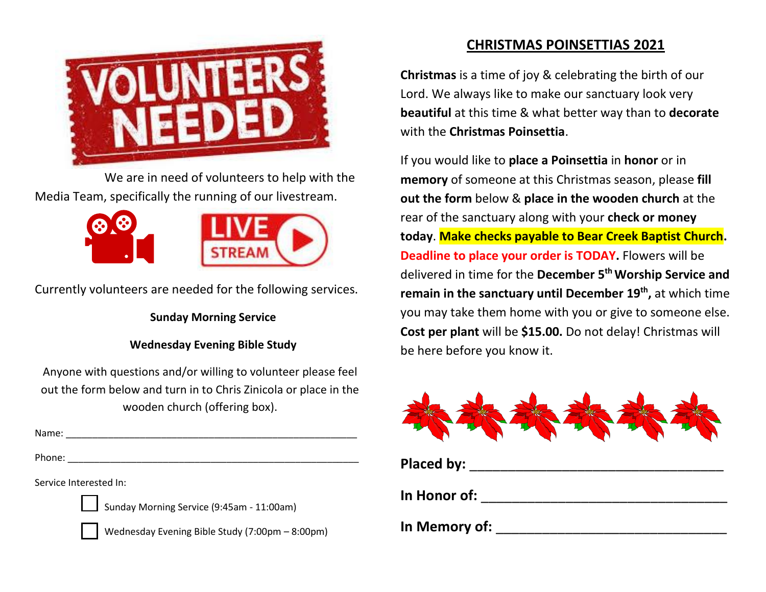# VOLUNTEERS NEEDED

We are in need of volunteers to help with the Media Team, specifically the running of our livestream.

LIVE STREAM

Currently volunteers are needed for the following services.

**Sunday Morning Service**

**Wednesday Evening Bible Study**

Anyone with questions and/or willing to volunteer please feel out the form below and turn in to Chris Zinicola or place in the wooden church (offering box).

Name: ______________________________________________________

Phone: _____________________________________________________

Service Interested In:

☐ Sunday Morning Service (9:45am - 11:00am)

☐ Wednesday Evening Bible Study (7:00pm – 8:00pm)

## CHRISTMAS POINSETTIAS 2021

**Christmas** is a time of joy & celebrating the birth of our Lord. We always like to make our sanctuary look very **beautiful** at this time & what better way than to **decorate** with the **Christmas Poinsettia**.

If you would like to **place a Poinsettia** in **honor** or in **memory** of someone at this Christmas season, please **fill out the form** below & **place in the wooden church** at the rear of the sanctuary along with your **check or money today**. **Make checks payable to Bear Creek Baptist Church.** **Deadline to place your order is TODAY.** Flowers will be delivered in time for the **December 5th Worship Service and remain in the sanctuary until December 19th,** at which time you may take them home with you or give to someone else. **Cost per plant** will be **$15.00.** Do not delay! Christmas will be here before you know it.

**Placed by:** ___________________________________

**In Honor of:** _________________________________

**In Memory of:** _______________________________